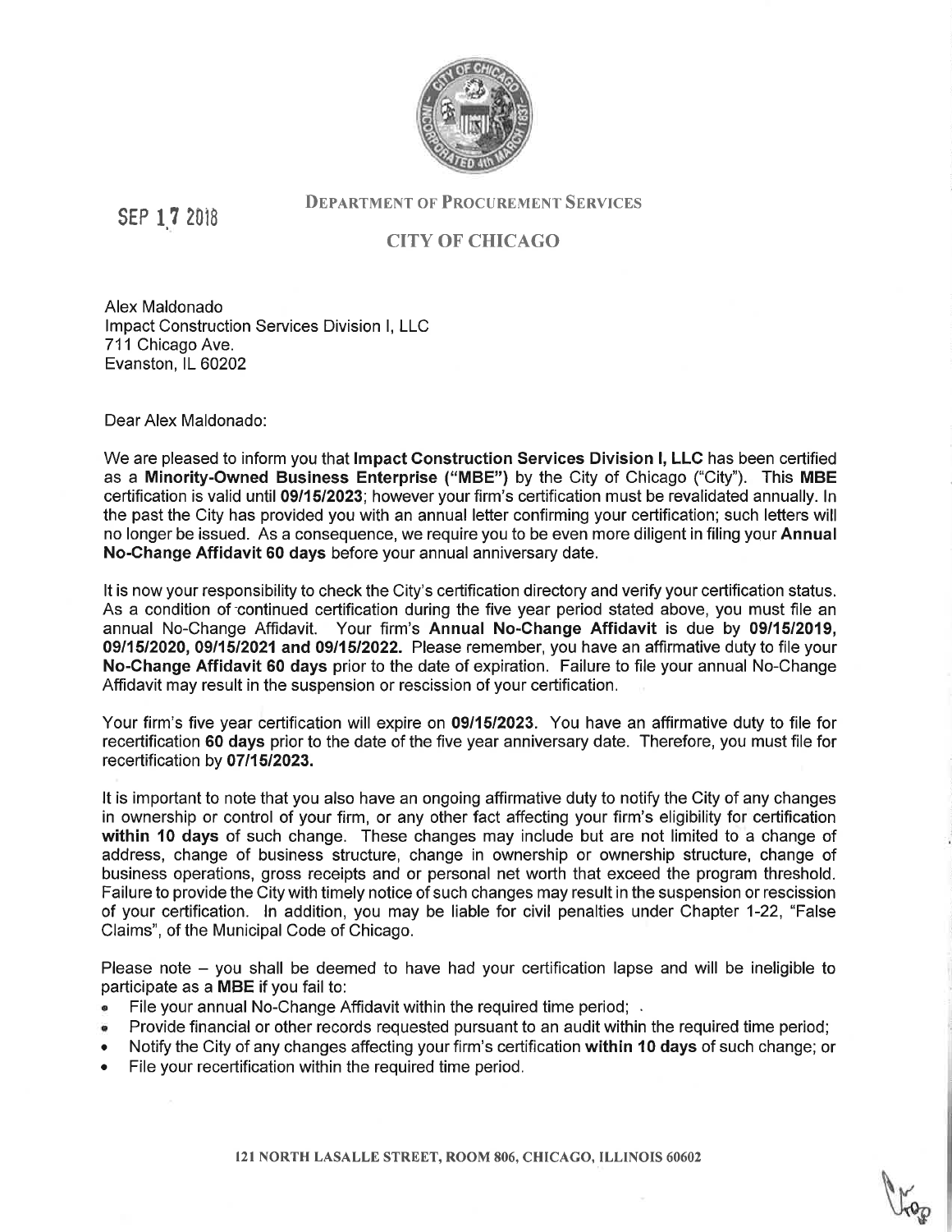SEP 17 2018

DEPARTMENT OF PROCUREMENT SERVICES

CITY OF CHICAGO

Alex Maldonado
Impact Construction Services Division I, LLC
711 Chicago Ave.
Evanston, IL 60202

Dear Alex Maldonado:

We are pleased to inform you that **Impact Construction Services Division I, LLC** has been certified as a **Minority-Owned Business Enterprise ("MBE")** by the City of Chicago ("City"). This **MBE** certification is valid until **09/15/2023**; however your firm's certification must be revalidated annually. In the past the City has provided you with an annual letter confirming your certification; such letters will no longer be issued. As a consequence, we require you to be even more diligent in filing your **Annual No-Change Affidavit 60 days** before your annual anniversary date.

It is now your responsibility to check the City's certification directory and verify your certification status. As a condition of continued certification during the five year period stated above, you must file an annual No-Change Affidavit. Your firm's **Annual No-Change Affidavit** is due by **09/15/2019, 09/15/2020, 09/15/2021 and 09/15/2022.** Please remember, you have an affirmative duty to file your **No-Change Affidavit 60 days** prior to the date of expiration. Failure to file your annual No-Change Affidavit may result in the suspension or rescission of your certification.

Your firm's five year certification will expire on **09/15/2023.** You have an affirmative duty to file for recertification **60 days** prior to the date of the five year anniversary date. Therefore, you must file for recertification by **07/15/2023.**

It is important to note that you also have an ongoing affirmative duty to notify the City of any changes in ownership or control of your firm, or any other fact affecting your firm's eligibility for certification **within 10 days** of such change. These changes may include but are not limited to a change of address, change of business structure, change in ownership or ownership structure, change of business operations, gross receipts and or personal net worth that exceed the program threshold. Failure to provide the City with timely notice of such changes may result in the suspension or rescission of your certification. In addition, you may be liable for civil penalties under Chapter 1-22, "False Claims", of the Municipal Code of Chicago.

Please note – you shall be deemed to have had your certification lapse and will be ineligible to participate as a **MBE** if you fail to:

- File your annual No-Change Affidavit within the required time period;
- Provide financial or other records requested pursuant to an audit within the required time period;
- Notify the City of any changes affecting your firm's certification **within 10 days** of such change; or
- File your recertification within the required time period.

121 NORTH LASALLE STREET, ROOM 806, CHICAGO, ILLINOIS 60602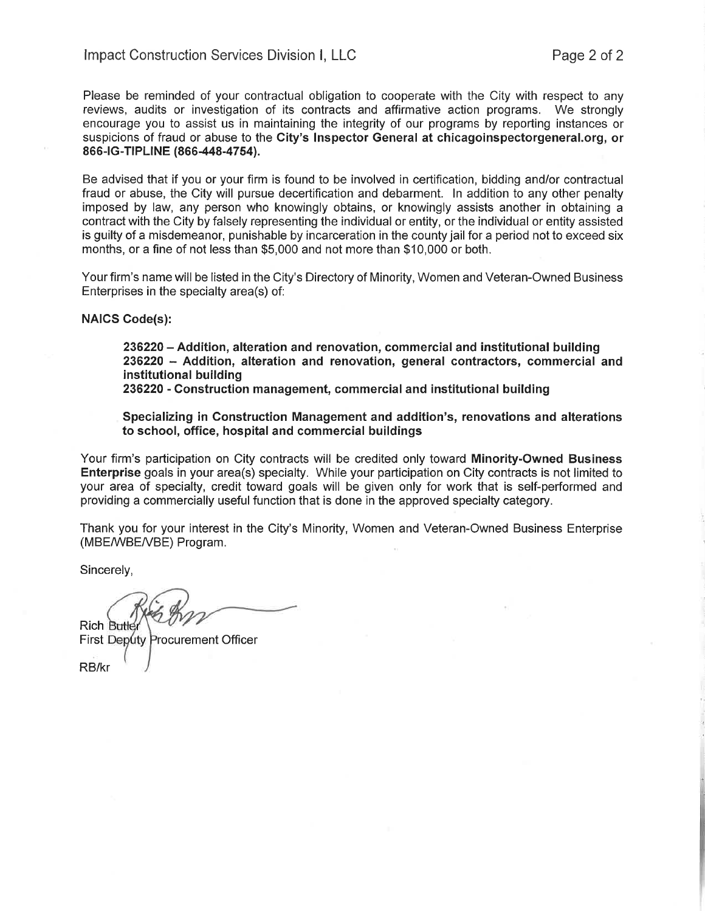Please be reminded of your contractual obligation to cooperate with the City with respect to any reviews, audits or investigation of its contracts and affirmative action programs. We strongly encourage you to assist us in maintaining the integrity of our programs by reporting instances or suspicions of fraud or abuse to the **City's Inspector General at chicagoinspectorgeneral.org, or 866-IG-TIPLINE (866-448-4754).**

Be advised that if you or your firm is found to be involved in certification, bidding and/or contractual fraud or abuse, the City will pursue decertification and debarment. In addition to any other penalty imposed by law, any person who knowingly obtains, or knowingly assists another in obtaining a contract with the City by falsely representing the individual or entity, or the individual or entity assisted is guilty of a misdemeanor, punishable by incarceration in the county jail for a period not to exceed six months, or a fine of not less than $5,000 and not more than $10,000 or both.

Your firm's name will be listed in the City's Directory of Minority, Women and Veteran-Owned Business Enterprises in the specialty area(s) of:

**NAICS Code(s):**

**236220 – Addition, alteration and renovation, commercial and institutional building**
**236220 – Addition, alteration and renovation, general contractors, commercial and institutional building**
**236220 - Construction management, commercial and institutional building**

**Specializing in Construction Management and addition's, renovations and alterations to school, office, hospital and commercial buildings**

Your firm's participation on City contracts will be credited only toward **Minority-Owned Business Enterprise** goals in your area(s) specialty. While your participation on City contracts is not limited to your area of specialty, credit toward goals will be given only for work that is self-performed and providing a commercially useful function that is done in the approved specialty category.

Thank you for your interest in the City's Minority, Women and Veteran-Owned Business Enterprise (MBE/WBE/VBE) Program.

Sincerely,

Rich Butler
First Deputy Procurement Officer

RB/kr